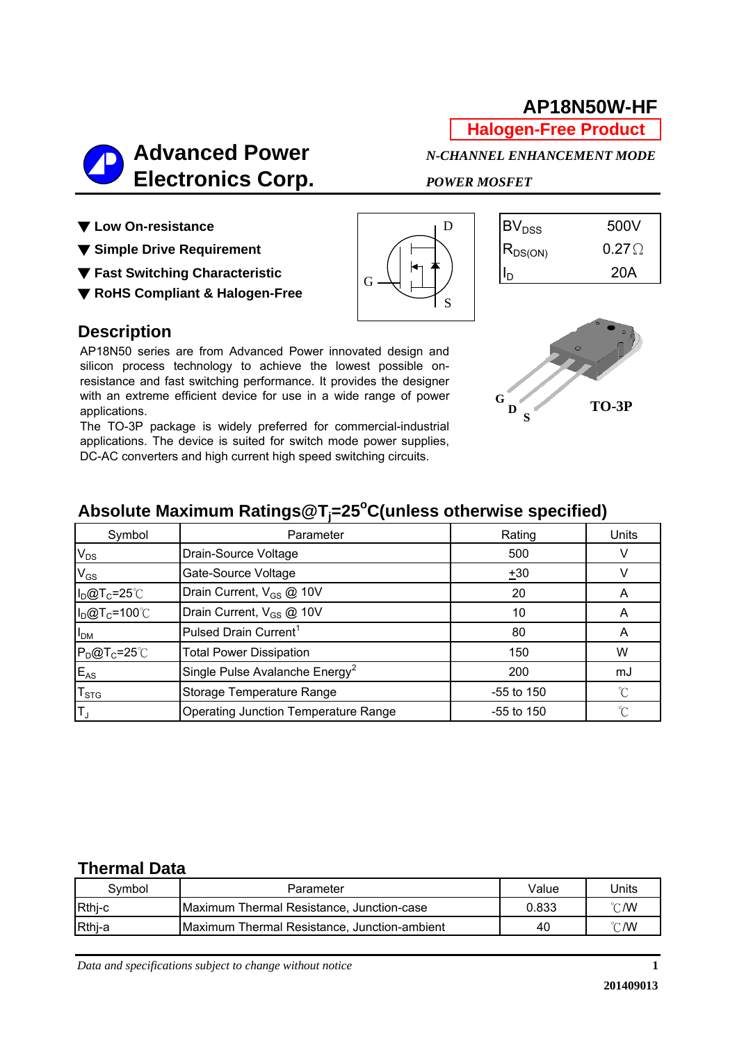# AP18N50W-HF

**Halogen-Free Product**

## Advanced Power Electronics Corp.

*N-CHANNEL ENHANCEMENT MODE POWER MOSFET*

- ▼ Low On-resistance
- ▼ Simple Drive Requirement
- ▼ Fast Switching Characteristic
- ▼ RoHS Compliant & Halogen-Free

| | |
|---|---|
| $BV_{DSS}$ | 500V |
| $R_{DS(ON)}$ | 0.27Ω |
| $I_D$ | 20A |

TO-3P

## Description

AP18N50 series are from Advanced Power innovated design and silicon process technology to achieve the lowest possible on-resistance and fast switching performance. It provides the designer with an extreme efficient device for use in a wide range of power applications.

The TO-3P package is widely preferred for commercial-industrial applications. The device is suited for switch mode power supplies, DC-AC converters and high current high speed switching circuits.

## Absolute Maximum Ratings@$T_j$=25°C(unless otherwise specified)

| Symbol | Parameter | Rating | Units |
|---|---|---|---|
| $V_{DS}$ | Drain-Source Voltage | 500 | V |
| $V_{GS}$ | Gate-Source Voltage | ±30 | V |
| $I_D$@$T_C$=25℃ | Drain Current, $V_{GS}$ @ 10V | 20 | A |
| $I_D$@$T_C$=100℃ | Drain Current, $V_{GS}$ @ 10V | 10 | A |
| $I_{DM}$ | Pulsed Drain Current[1] | 80 | A |
| $P_D$@$T_C$=25℃ | Total Power Dissipation | 150 | W |
| $E_{AS}$ | Single Pulse Avalanche Energy[2] | 200 | mJ |
| $T_{STG}$ | Storage Temperature Range | -55 to 150 | ℃ |
| $T_J$ | Operating Junction Temperature Range | -55 to 150 | ℃ |

## Thermal Data

| Symbol | Parameter | Value | Units |
|---|---|---|---|
| Rthj-c | Maximum Thermal Resistance, Junction-case | 0.833 | ℃/W |
| Rthj-a | Maximum Thermal Resistance, Junction-ambient | 40 | ℃/W |

*Data and specifications subject to change without notice*

201409013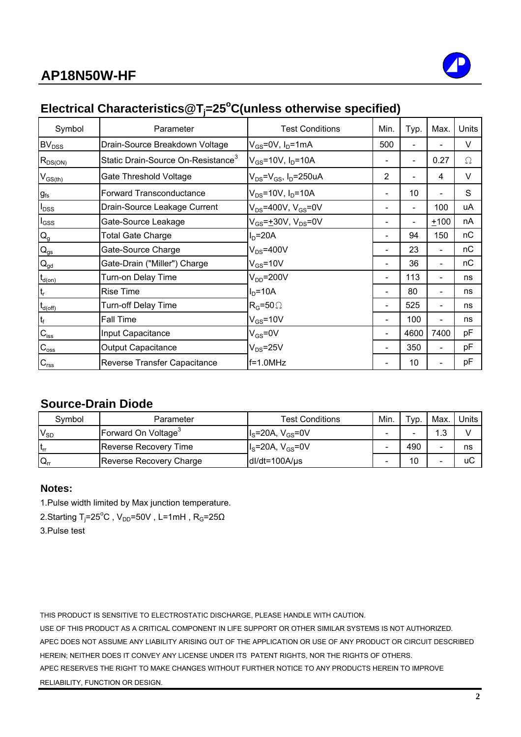# AP18N50W-HF

## Electrical Characteristics@$T_j$=25°C(unless otherwise specified)

| Symbol | Parameter | Test Conditions | Min. | Typ. | Max. | Units |
|---|---|---|---|---|---|---|
| $BV_{DSS}$ | Drain-Source Breakdown Voltage | $V_{GS}$=0V, $I_D$=1mA | 500 | - | - | V |
| $R_{DS(ON)}$ | Static Drain-Source On-Resistance[3] | $V_{GS}$=10V, $I_D$=10A | - | - | 0.27 | Ω |
| $V_{GS(th)}$ | Gate Threshold Voltage | $V_{DS}$=$V_{GS}$, $I_D$=250uA | 2 | - | 4 | V |
| $g_{fs}$ | Forward Transconductance | $V_{DS}$=10V, $I_D$=10A | - | 10 | - | S |
| $I_{DSS}$ | Drain-Source Leakage Current | $V_{DS}$=400V, $V_{GS}$=0V | - | - | 100 | uA |
| $I_{GSS}$ | Gate-Source Leakage | $V_{GS}$=±30V, $V_{DS}$=0V | - | - | ±100 | nA |
| $Q_g$ | Total Gate Charge | $I_D$=20A | - | 94 | 150 | nC |
| $Q_{gs}$ | Gate-Source Charge | $V_{DS}$=400V | - | 23 | - | nC |
| $Q_{gd}$ | Gate-Drain ("Miller") Charge | $V_{GS}$=10V | - | 36 | - | nC |
| $t_{d(on)}$ | Turn-on Delay Time | $V_{DD}$=200V | - | 113 | - | ns |
| $t_r$ | Rise Time | $I_D$=10A | - | 80 | - | ns |
| $t_{d(off)}$ | Turn-off Delay Time | $R_G$=50Ω | - | 525 | - | ns |
| $t_f$ | Fall Time | $V_{GS}$=10V | - | 100 | - | ns |
| $C_{iss}$ | Input Capacitance | $V_{GS}$=0V | - | 4600 | 7400 | pF |
| $C_{oss}$ | Output Capacitance | $V_{DS}$=25V | - | 350 | - | pF |
| $C_{rss}$ | Reverse Transfer Capacitance | f=1.0MHz | - | 10 | - | pF |

## Source-Drain Diode

| Symbol | Parameter | Test Conditions | Min. | Typ. | Max. | Units |
|---|---|---|---|---|---|---|
| $V_{SD}$ | Forward On Voltage[3] | $I_S$=20A, $V_{GS}$=0V | - | - | 1.3 | V |
| $t_{rr}$ | Reverse Recovery Time | $I_S$=20A, $V_{GS}$=0V | - | 490 | - | ns |
| $Q_{rr}$ | Reverse Recovery Charge | dI/dt=100A/µs | - | 10 | - | uC |

## Notes:

1.Pulse width limited by Max junction temperature.

2.Starting $T_j$=25°C , $V_{DD}$=50V , L=1mH , $R_G$=25Ω

3.Pulse test

THIS PRODUCT IS SENSITIVE TO ELECTROSTATIC DISCHARGE, PLEASE HANDLE WITH CAUTION.

USE OF THIS PRODUCT AS A CRITICAL COMPONENT IN LIFE SUPPORT OR OTHER SIMILAR SYSTEMS IS NOT AUTHORIZED.

APEC DOES NOT ASSUME ANY LIABILITY ARISING OUT OF THE APPLICATION OR USE OF ANY PRODUCT OR CIRCUIT DESCRIBED HEREIN; NEITHER DOES IT CONVEY ANY LICENSE UNDER ITS PATENT RIGHTS, NOR THE RIGHTS OF OTHERS.

APEC RESERVES THE RIGHT TO MAKE CHANGES WITHOUT FURTHER NOTICE TO ANY PRODUCTS HEREIN TO IMPROVE RELIABILITY, FUNCTION OR DESIGN.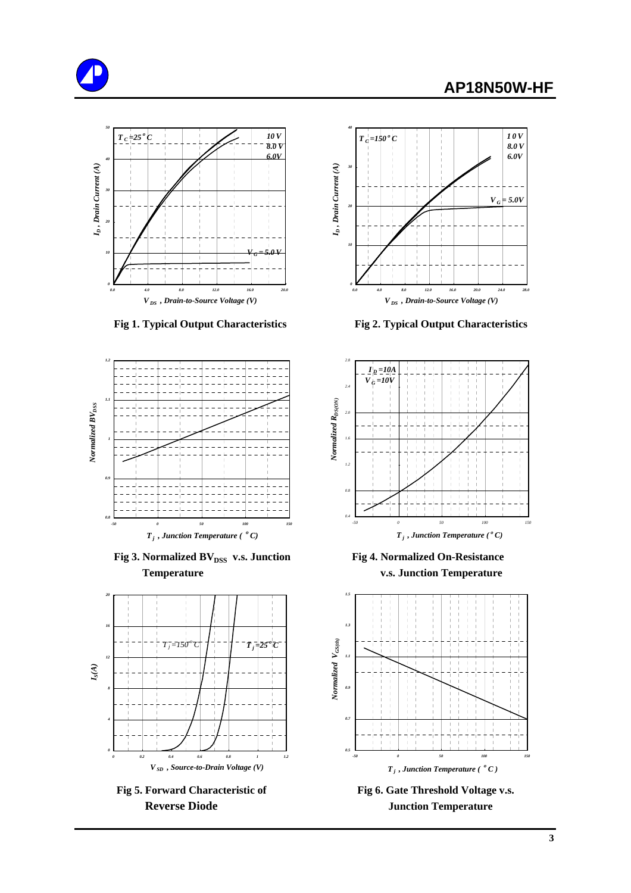Fig 1. Typical Output Characteristics

Fig 2. Typical Output Characteristics

Fig 3. Normalized $BV_{DSS}$ v.s. Junction Temperature

Fig 4. Normalized On-Resistance v.s. Junction Temperature

Fig 5. Forward Characteristic of Reverse Diode

Fig 6. Gate Threshold Voltage v.s. Junction Temperature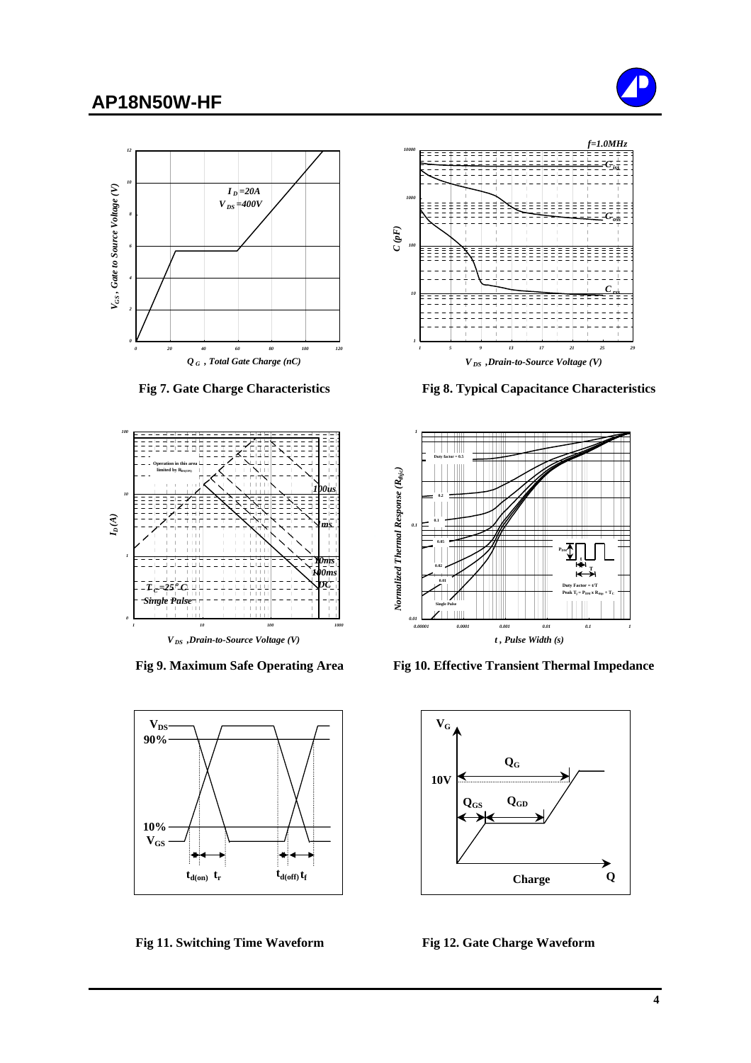Fig 7. Gate Charge Characteristics

Fig 8. Typical Capacitance Characteristics

Fig 9. Maximum Safe Operating Area

Fig 10. Effective Transient Thermal Impedance

Fig 11. Switching Time Waveform

Fig 12. Gate Charge Waveform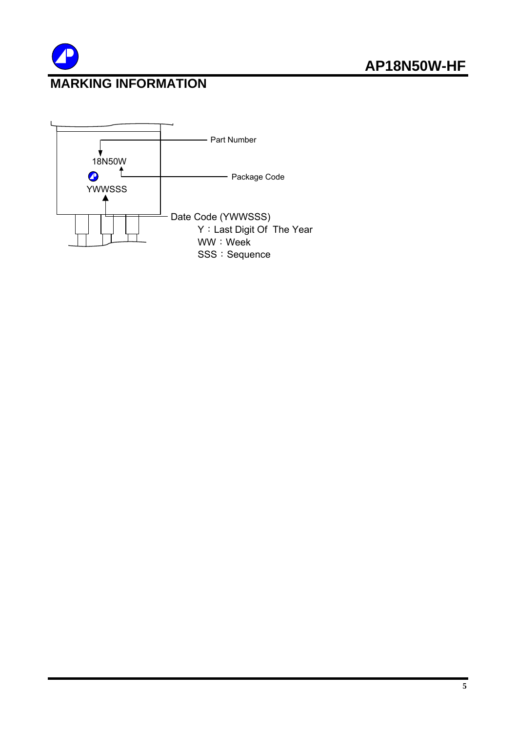## MARKING INFORMATION

18N50W

YWWSSS

Part Number

Package Code

Date Code (YWWSSS)

Y：Last Digit Of The Year

WW：Week

SSS：Sequence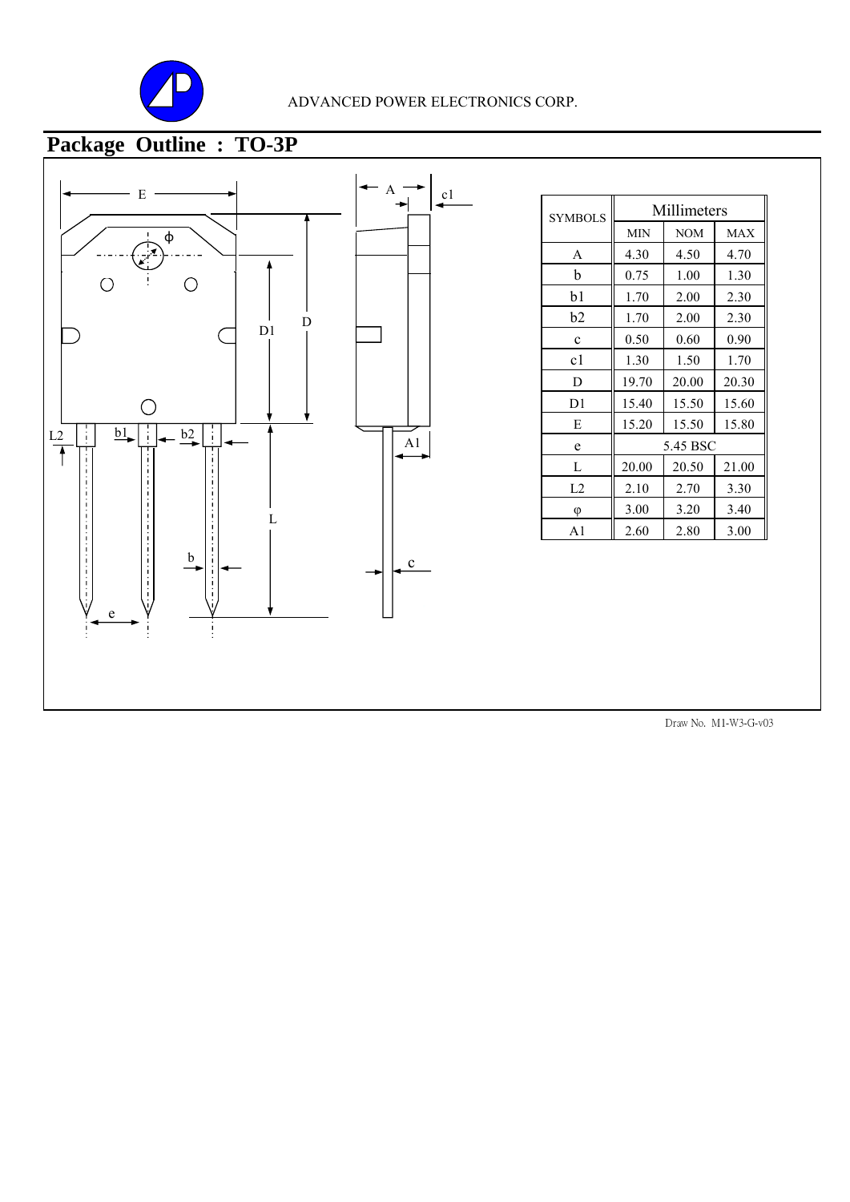ADVANCED POWER ELECTRONICS CORP.

## Package Outline : TO-3P

| SYMBOLS | Millimeters | | |
|---|---|---|---|
| | MIN | NOM | MAX |
| A | 4.30 | 4.50 | 4.70 |
| b | 0.75 | 1.00 | 1.30 |
| b1 | 1.70 | 2.00 | 2.30 |
| b2 | 1.70 | 2.00 | 2.30 |
| c | 0.50 | 0.60 | 0.90 |
| c1 | 1.30 | 1.50 | 1.70 |
| D | 19.70 | 20.00 | 20.30 |
| D1 | 15.40 | 15.50 | 15.60 |
| E | 15.20 | 15.50 | 15.80 |
| e | 5.45 BSC | | |
| L | 20.00 | 20.50 | 21.00 |
| L2 | 2.10 | 2.70 | 3.30 |
| φ | 3.00 | 3.20 | 3.40 |
| A1 | 2.60 | 2.80 | 3.00 |

Draw No. M1-W3-G-v03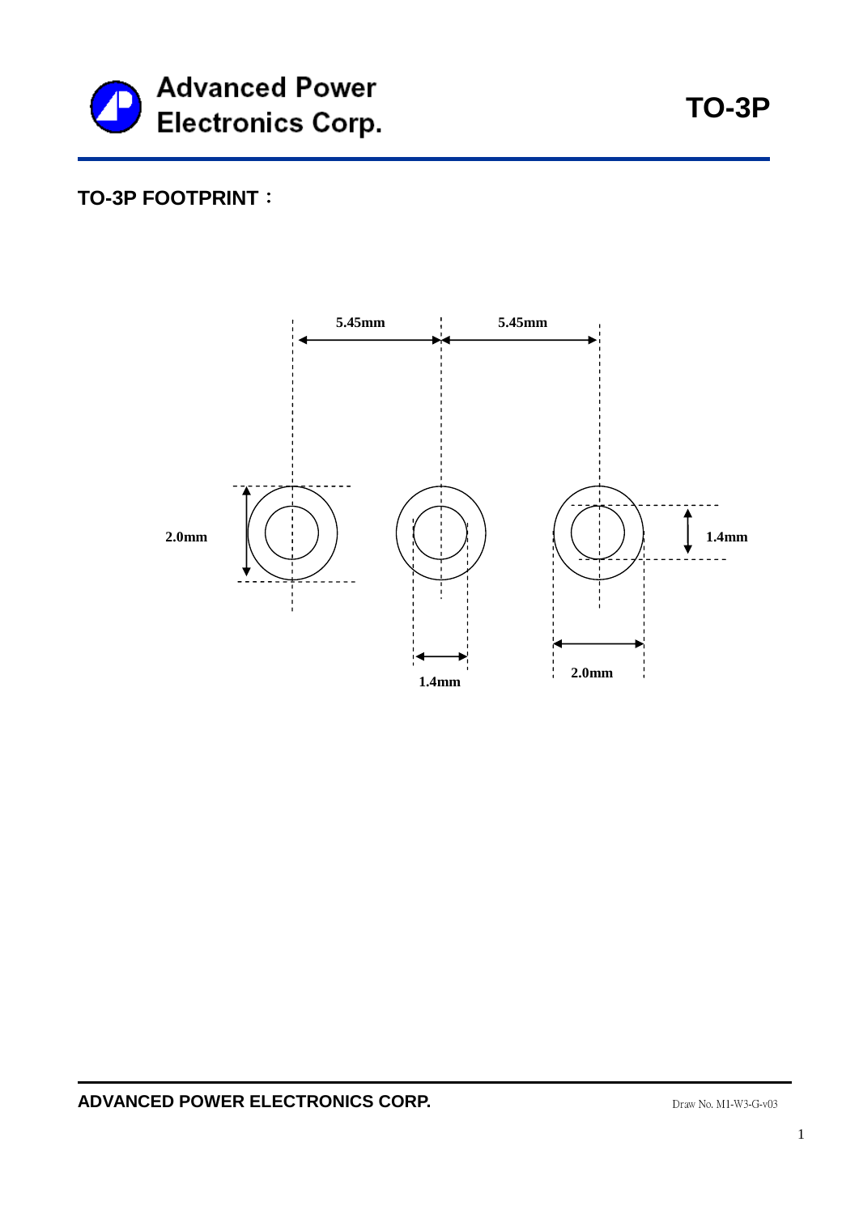## TO-3P FOOTPRINT：

5.45mm

5.45mm

2.0mm

1.4mm

1.4mm

2.0mm

Draw No. M1-W3-G-v03